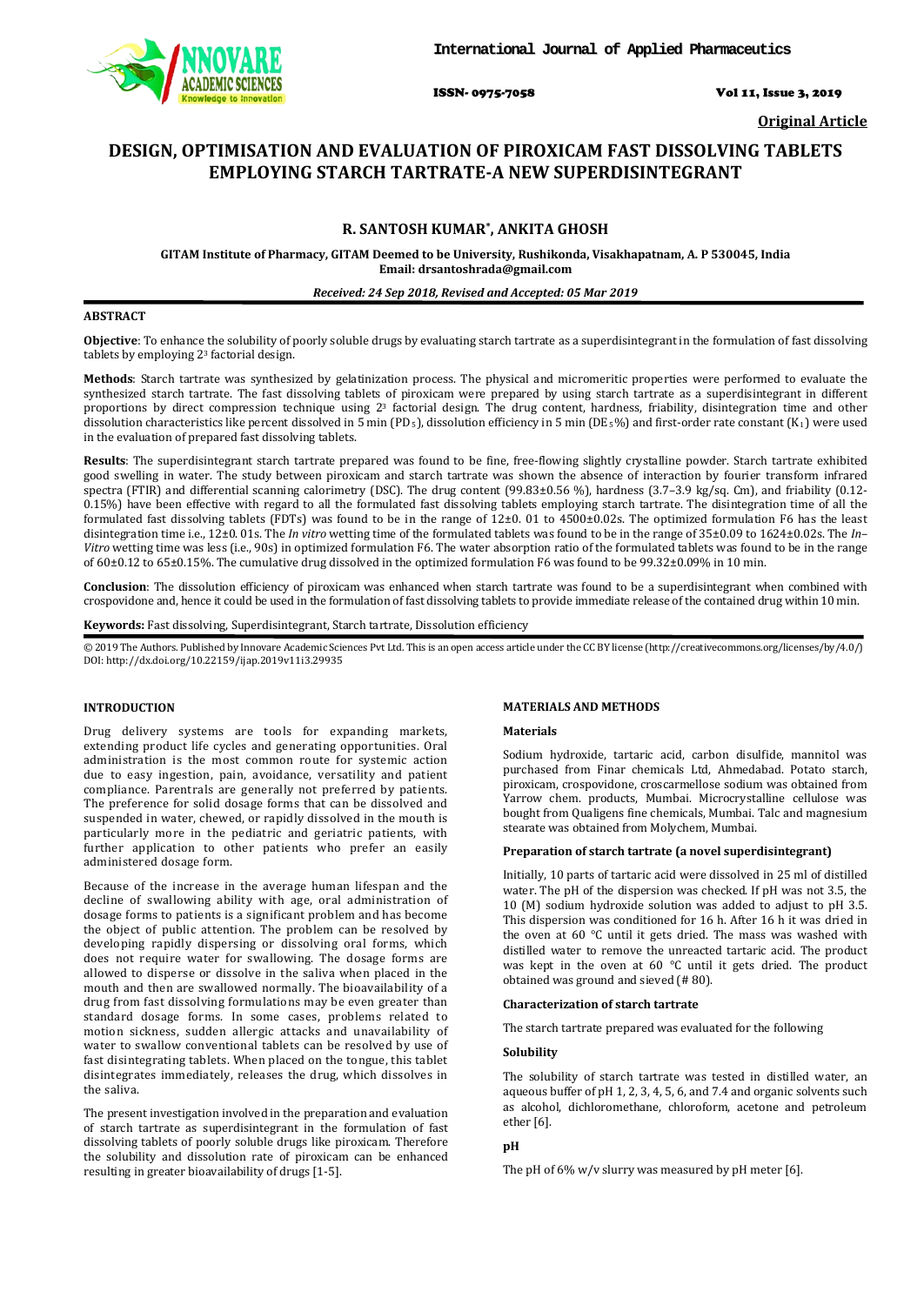Original Article

# DESIGN, OPTIMISATION AND EVALUATION OF PIROXICAM FAST DISSOLVING TABLETS EMPLOYING STARCH TARTRATE-A NEW SUPERDISINTEGRANT

**R. SANTOSH KUMAR*, ANKITA GHOSH**

**GITAM Institute of Pharmacy, GITAM Deemed to be University, Rushikonda, Visakhapatnam, A. P 530045, India**
**Email: drsantoshrada@gmail.com**

*Received: 24 Sep 2018, Revised and Accepted: 05 Mar 2019*

## ABSTRACT

**Objective**: To enhance the solubility of poorly soluble drugs by evaluating starch tartrate as a superdisintegrant in the formulation of fast dissolving tablets by employing $2^3$ factorial design.

**Methods**: Starch tartrate was synthesized by gelatinization process. The physical and micromeritic properties were performed to evaluate the synthesized starch tartrate. The fast dissolving tablets of piroxicam were prepared by using starch tartrate as a superdisintegrant in different proportions by direct compression technique using $2^3$ factorial design. The drug content, hardness, friability, disintegration time and other dissolution characteristics like percent dissolved in 5 min ($PD_5$), dissolution efficiency in 5 min ($DE_5$%) and first-order rate constant ($K_1$) were used in the evaluation of prepared fast dissolving tablets.

**Results**: The superdisintegrant starch tartrate prepared was found to be fine, free-flowing slightly crystalline powder. Starch tartrate exhibited good swelling in water. The study between piroxicam and starch tartrate was shown the absence of interaction by fourier transform infrared spectra (FTIR) and differential scanning calorimetry (DSC). The drug content (99.83±0.56 %), hardness (3.7–3.9 kg/sq. Cm), and friability (0.12-0.15%) have been effective with regard to all the formulated fast dissolving tablets employing starch tartrate. The disintegration time of all the formulated fast dissolving tablets (FDTs) was found to be in the range of 12±0. 01 to 4500±0.02s. The optimized formulation F6 has the least disintegration time i.e., 12±0. 01s. The *In vitro* wetting time of the formulated tablets was found to be in the range of 35±0.09 to 1624±0.02s. The *In–Vitro* wetting time was less (i.e., 90s) in optimized formulation F6. The water absorption ratio of the formulated tablets was found to be in the range of 60±0.12 to 65±0.15%. The cumulative drug dissolved in the optimized formulation F6 was found to be 99.32±0.09% in 10 min.

**Conclusion**: The dissolution efficiency of piroxicam was enhanced when starch tartrate was found to be a superdisintegrant when combined with crospovidone and, hence it could be used in the formulation of fast dissolving tablets to provide immediate release of the contained drug within 10 min.

**Keywords:** Fast dissolving, Superdisintegrant, Starch tartrate, Dissolution efficiency

© 2019 The Authors. Published by Innovare Academic Sciences Pvt Ltd. This is an open access article under the CC BY license (http://creativecommons.org/licenses/by/4.0/)
DOI: http://dx.doi.org/10.22159/ijap.2019v11i3.29935

## INTRODUCTION

Drug delivery systems are tools for expanding markets, extending product life cycles and generating opportunities. Oral administration is the most common route for systemic action due to easy ingestion, pain, avoidance, versatility and patient compliance. Parentrals are generally not preferred by patients. The preference for solid dosage forms that can be dissolved and suspended in water, chewed, or rapidly dissolved in the mouth is particularly more in the pediatric and geriatric patients, with further application to other patients who prefer an easily administered dosage form.

Because of the increase in the average human lifespan and the decline of swallowing ability with age, oral administration of dosage forms to patients is a significant problem and has become the object of public attention. The problem can be resolved by developing rapidly dispersing or dissolving oral forms, which does not require water for swallowing. The dosage forms are allowed to disperse or dissolve in the saliva when placed in the mouth and then are swallowed normally. The bioavailability of a drug from fast dissolving formulations may be even greater than standard dosage forms. In some cases, problems related to motion sickness, sudden allergic attacks and unavailability of water to swallow conventional tablets can be resolved by use of fast disintegrating tablets. When placed on the tongue, this tablet disintegrates immediately, releases the drug, which dissolves in the saliva.

The present investigation involved in the preparation and evaluation of starch tartrate as superdisintegrant in the formulation of fast dissolving tablets of poorly soluble drugs like piroxicam. Therefore the solubility and dissolution rate of piroxicam can be enhanced resulting in greater bioavailability of drugs [1-5].

## MATERIALS AND METHODS

### Materials

Sodium hydroxide, tartaric acid, carbon disulfide, mannitol was purchased from Finar chemicals Ltd, Ahmedabad. Potato starch, piroxicam, crospovidone, croscarmellose sodium was obtained from Yarrow chem. products, Mumbai. Microcrystalline cellulose was bought from Qualigens fine chemicals, Mumbai. Talc and magnesium stearate was obtained from Molychem, Mumbai.

### Preparation of starch tartrate (a novel superdisintegrant)

Initially, 10 parts of tartaric acid were dissolved in 25 ml of distilled water. The pH of the dispersion was checked. If pH was not 3.5, the 10 (M) sodium hydroxide solution was added to adjust to pH 3.5. This dispersion was conditioned for 16 h. After 16 h it was dried in the oven at 60 °C until it gets dried. The mass was washed with distilled water to remove the unreacted tartaric acid. The product was kept in the oven at 60 °C until it gets dried. The product obtained was ground and sieved (# 80).

### Characterization of starch tartrate

The starch tartrate prepared was evaluated for the following

### Solubility

The solubility of starch tartrate was tested in distilled water, an aqueous buffer of pH 1, 2, 3, 4, 5, 6, and 7.4 and organic solvents such as alcohol, dichloromethane, chloroform, acetone and petroleum ether [6].

### pH

The pH of 6% w/v slurry was measured by pH meter [6].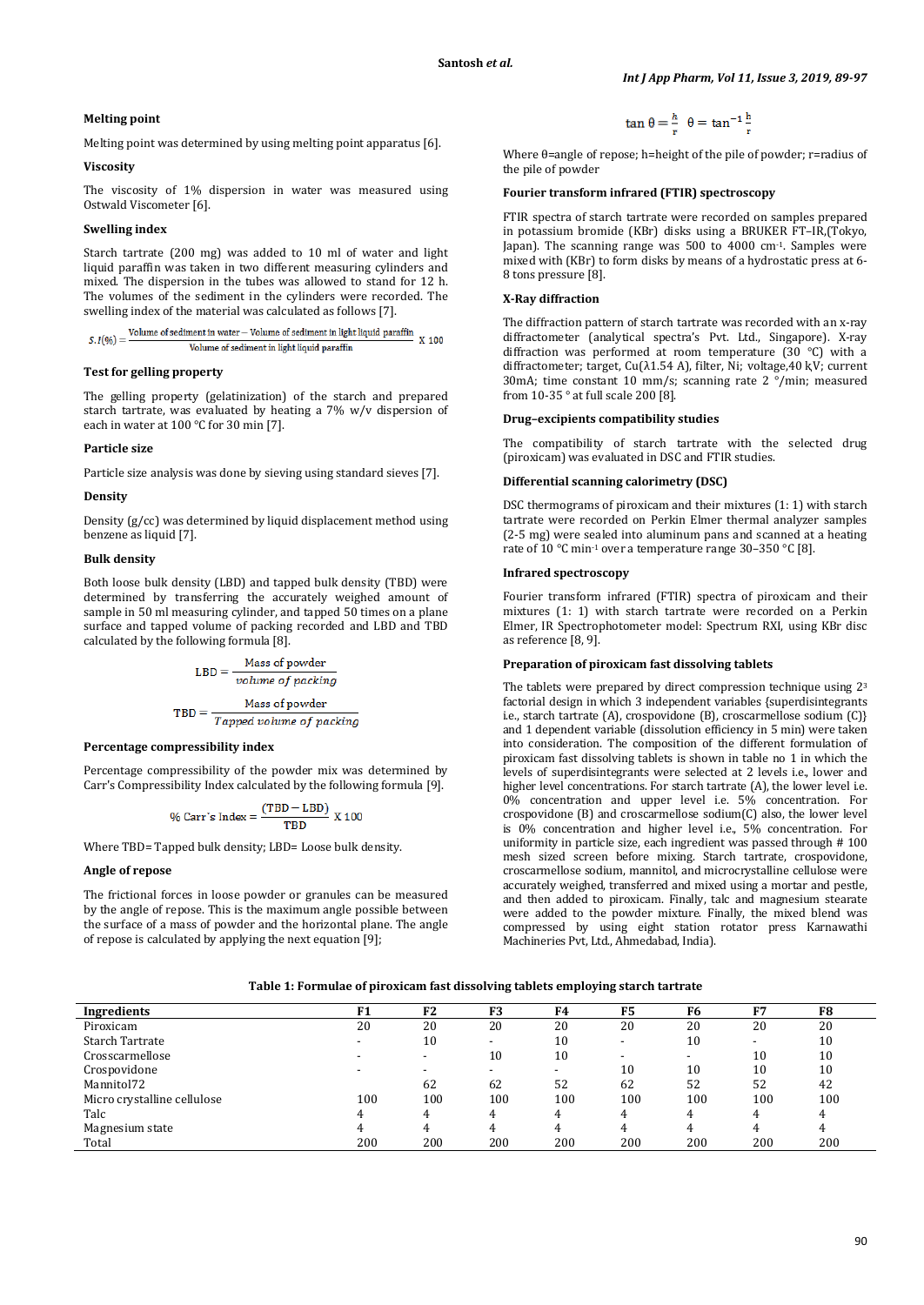### Melting point

Melting point was determined by using melting point apparatus [6].

### Viscosity

The viscosity of 1% dispersion in water was measured using Ostwald Viscometer [6].

### Swelling index

Starch tartrate (200 mg) was added to 10 ml of water and light liquid paraffin was taken in two different measuring cylinders and mixed. The dispersion in the tubes was allowed to stand for 12 h. The volumes of the sediment in the cylinders were recorded. The swelling index of the material was calculated as follows [7].

$$S.I(\%) = \frac{\text{Volume of sediment in water} - \text{Volume of sediment in light liquid paraffin}}{\text{Volume of sediment in light liquid paraffin}} \times 100$$

### Test for gelling property

The gelling property (gelatinization) of the starch and prepared starch tartrate, was evaluated by heating a 7% w/v dispersion of each in water at 100 °C for 30 min [7].

### Particle size

Particle size analysis was done by sieving using standard sieves [7].

### Density

Density (g/cc) was determined by liquid displacement method using benzene as liquid [7].

### Bulk density

Both loose bulk density (LBD) and tapped bulk density (TBD) were determined by transferring the accurately weighed amount of sample in 50 ml measuring cylinder, and tapped 50 times on a plane surface and tapped volume of packing recorded and LBD and TBD calculated by the following formula [8].

$$\text{LBD} = \frac{\text{Mass of powder}}{\text{volume of packing}}$$

$$\text{TBD} = \frac{\text{Mass of powder}}{\text{Tapped volume of packing}}$$

### Percentage compressibility index

Percentage compressibility of the powder mix was determined by Carr's Compressibility Index calculated by the following formula [9].

$$\%\text{ Carr's Index} = \frac{(\text{TBD} - \text{LBD})}{\text{TBD}} \times 100$$

Where TBD= Tapped bulk density; LBD= Loose bulk density.

### Angle of repose

The frictional forces in loose powder or granules can be measured by the angle of repose. This is the maximum angle possible between the surface of a mass of powder and the horizontal plane. The angle of repose is calculated by applying the next equation [9];

$$\tan\theta = \frac{h}{r} \quad \theta = \tan^{-1}\frac{h}{r}$$

Where θ=angle of repose; h=height of the pile of powder; r=radius of the pile of powder

### Fourier transform infrared (FTIR) spectroscopy

FTIR spectra of starch tartrate were recorded on samples prepared in potassium bromide (KBr) disks using a BRUKER FT–IR,(Tokyo, Japan). The scanning range was 500 to 4000 $cm^{-1}$. Samples were mixed with (KBr) to form disks by means of a hydrostatic press at 6-8 tons pressure [8].

### X-Ray diffraction

The diffraction pattern of starch tartrate was recorded with an x-ray diffractometer (analytical spectra's Pvt. Ltd., Singapore). X-ray diffraction was performed at room temperature (30 °C) with a diffractometer; target, Cu(λ1.54 A), filter, Ni; voltage,40 kV; current 30mA; time constant 10 mm/s; scanning rate 2 °/min; measured from 10-35 ° at full scale 200 [8].

### Drug–excipients compatibility studies

The compatibility of starch tartrate with the selected drug (piroxicam) was evaluated in DSC and FTIR studies.

### Differential scanning calorimetry (DSC)

DSC thermograms of piroxicam and their mixtures (1: 1) with starch tartrate were recorded on Perkin Elmer thermal analyzer samples (2-5 mg) were sealed into aluminum pans and scanned at a heating rate of 10 °C $min^{-1}$ over a temperature range 30–350 °C [8].

### Infrared spectroscopy

Fourier transform infrared (FTIR) spectra of piroxicam and their mixtures (1: 1) with starch tartrate were recorded on a Perkin Elmer, IR Spectrophotometer model: Spectrum RXI, using KBr disc as reference [8, 9].

### Preparation of piroxicam fast dissolving tablets

The tablets were prepared by direct compression technique using $2^3$ factorial design in which 3 independent variables {superdisintegrants i.e., starch tartrate (A), crospovidone (B), croscarmellose sodium (C)} and 1 dependent variable (dissolution efficiency in 5 min) were taken into consideration. The composition of the different formulation of piroxicam fast dissolving tablets is shown in table no 1 in which the levels of superdisintegrants were selected at 2 levels i.e., lower and higher level concentrations. For starch tartrate (A), the lower level i.e. 0% concentration and upper level i.e. 5% concentration. For crospovidone (B) and croscarmellose sodium(C) also, the lower level is 0% concentration and higher level i.e., 5% concentration. For uniformity in particle size, each ingredient was passed through # 100 mesh sized screen before mixing. Starch tartrate, crospovidone, croscarmellose sodium, mannitol, and microcrystalline cellulose were accurately weighed, transferred and mixed using a mortar and pestle, and then added to piroxicam. Finally, talc and magnesium stearate were added to the powder mixture. Finally, the mixed blend was compressed by using eight station rotator press Karnawathi Machineries Pvt, Ltd., Ahmedabad, India).

**Table 1: Formulae of piroxicam fast dissolving tablets employing starch tartrate**

| Ingredients | F1 | F2 | F3 | F4 | F5 | F6 | F7 | F8 |
|---|---|---|---|---|---|---|---|---|
| Piroxicam | 20 | 20 | 20 | 20 | 20 | 20 | 20 | 20 |
| Starch Tartrate | - | 10 | - | 10 | - | 10 | - | 10 |
| Crosscarmellose | - | - | 10 | 10 | - | - | 10 | 10 |
| Crospovidone | - | - | - | - | 10 | 10 | 10 | 10 |
| Mannitol72 | | 62 | 62 | 52 | 62 | 52 | 52 | 42 |
| Micro crystalline cellulose | 100 | 100 | 100 | 100 | 100 | 100 | 100 | 100 |
| Talc | 4 | 4 | 4 | 4 | 4 | 4 | 4 | 4 |
| Magnesium state | 4 | 4 | 4 | 4 | 4 | 4 | 4 | 4 |
| Total | 200 | 200 | 200 | 200 | 200 | 200 | 200 | 200 |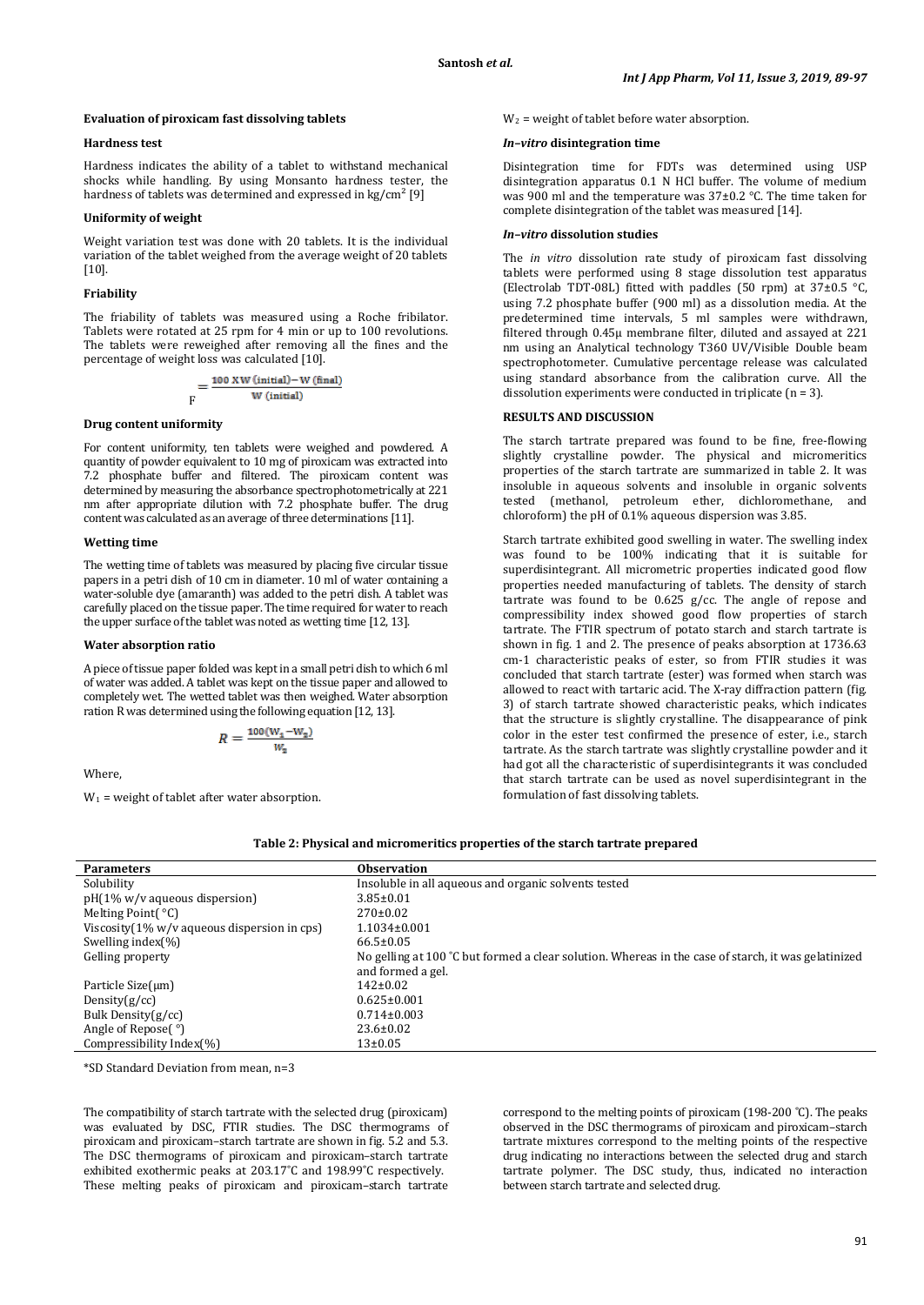### Evaluation of piroxicam fast dissolving tablets

#### Hardness test

Hardness indicates the ability of a tablet to withstand mechanical shocks while handling. By using Monsanto hardness tester, the hardness of tablets was determined and expressed in kg/cm² [9]

#### Uniformity of weight

Weight variation test was done with 20 tablets. It is the individual variation of the tablet weighed from the average weight of 20 tablets [10].

#### Friability

The friability of tablets was measured using a Roche fribilator. Tablets were rotated at 25 rpm for 4 min or up to 100 revolutions. The tablets were reweighed after removing all the fines and the percentage of weight loss was calculated [10].

$$F = \frac{100 \times W\,(\text{initial}) - W\,(\text{final})}{W\,(\text{initial})}$$

#### Drug content uniformity

For content uniformity, ten tablets were weighed and powdered. A quantity of powder equivalent to 10 mg of piroxicam was extracted into 7.2 phosphate buffer and filtered. The piroxicam content was determined by measuring the absorbance spectrophotometrically at 221 nm after appropriate dilution with 7.2 phosphate buffer. The drug content was calculated as an average of three determinations [11].

#### Wetting time

The wetting time of tablets was measured by placing five circular tissue papers in a petri dish of 10 cm in diameter. 10 ml of water containing a water-soluble dye (amaranth) was added to the petri dish. A tablet was carefully placed on the tissue paper. The time required for water to reach the upper surface of the tablet was noted as wetting time [12, 13].

#### Water absorption ratio

A piece of tissue paper folded was kept in a small petri dish to which 6 ml of water was added. A tablet was kept on the tissue paper and allowed to completely wet. The wetted tablet was then weighed. Water absorption ration R was determined using the following equation [12, 13].

$$R = \frac{100(W_1 - W_2)}{W_2}$$

Where,

$W_1$ = weight of tablet after water absorption.

$W_2$ = weight of tablet before water absorption.

#### *In–vitro* disintegration time

Disintegration time for FDTs was determined using USP disintegration apparatus 0.1 N HCl buffer. The volume of medium was 900 ml and the temperature was 37±0.2 °C. The time taken for complete disintegration of the tablet was measured [14].

#### *In–vitro* dissolution studies

The *in vitro* dissolution rate study of piroxicam fast dissolving tablets were performed using 8 stage dissolution test apparatus (Electrolab TDT-08L) fitted with paddles (50 rpm) at 37±0.5 °C, using 7.2 phosphate buffer (900 ml) as a dissolution media. At the predetermined time intervals, 5 ml samples were withdrawn, filtered through 0.45μ membrane filter, diluted and assayed at 221 nm using an Analytical technology T360 UV/Visible Double beam spectrophotometer. Cumulative percentage release was calculated using standard absorbance from the calibration curve. All the dissolution experiments were conducted in triplicate (n = 3).

## RESULTS AND DISCUSSION

The starch tartrate prepared was found to be fine, free-flowing slightly crystalline powder. The physical and micromeritics properties of the starch tartrate are summarized in table 2. It was insoluble in aqueous solvents and insoluble in organic solvents tested (methanol, petroleum ether, dichloromethane, and chloroform) the pH of 0.1% aqueous dispersion was 3.85.

Starch tartrate exhibited good swelling in water. The swelling index was found to be 100% indicating that it is suitable for superdisintegrant. All micrometric properties indicated good flow properties needed manufacturing of tablets. The density of starch tartrate was found to be 0.625 g/cc. The angle of repose and compressibility index showed good flow properties of starch tartrate. The FTIR spectrum of potato starch and starch tartrate is shown in fig. 1 and 2. The presence of peaks absorption at 1736.63 cm-1 characteristic peaks of ester, so from FTIR studies it was concluded that starch tartrate (ester) was formed when starch was allowed to react with tartaric acid. The X-ray diffraction pattern (fig. 3) of starch tartrate showed characteristic peaks, which indicates that the structure is slightly crystalline. The disappearance of pink color in the ester test confirmed the presence of ester, i.e., starch tartrate. As the starch tartrate was slightly crystalline powder and it had got all the characteristic of superdisintegrants it was concluded that starch tartrate can be used as novel superdisintegrant in the formulation of fast dissolving tablets.

**Table 2: Physical and micromeritics properties of the starch tartrate prepared**

| Parameters | Observation |
|---|---|
| Solubility | Insoluble in all aqueous and organic solvents tested |
| pH(1% w/v aqueous dispersion) | 3.85±0.01 |
| Melting Point( °C) | 270±0.02 |
| Viscosity(1% w/v aqueous dispersion in cps) | 1.1034±0.001 |
| Swelling index(%) | 66.5±0.05 |
| Gelling property | No gelling at 100 °C but formed a clear solution. Whereas in the case of starch, it was gelatinized and formed a gel. |
| Particle Size(μm) | 142±0.02 |
| Density(g/cc) | 0.625±0.001 |
| Bulk Density(g/cc) | 0.714±0.003 |
| Angle of Repose( °) | 23.6±0.02 |
| Compressibility Index(%) | 13±0.05 |

*SD Standard Deviation from mean, n=3

The compatibility of starch tartrate with the selected drug (piroxicam) was evaluated by DSC, FTIR studies. The DSC thermograms of piroxicam and piroxicam–starch tartrate are shown in fig. 5.2 and 5.3. The DSC thermograms of piroxicam and piroxicam–starch tartrate exhibited exothermic peaks at 203.17°C and 198.99°C respectively. These melting peaks of piroxicam and piroxicam–starch tartrate correspond to the melting points of piroxicam (198-200 °C). The peaks observed in the DSC thermograms of piroxicam and piroxicam–starch tartrate mixtures correspond to the melting points of the respective drug indicating no interactions between the selected drug and starch tartrate polymer. The DSC study, thus, indicated no interaction between starch tartrate and selected drug.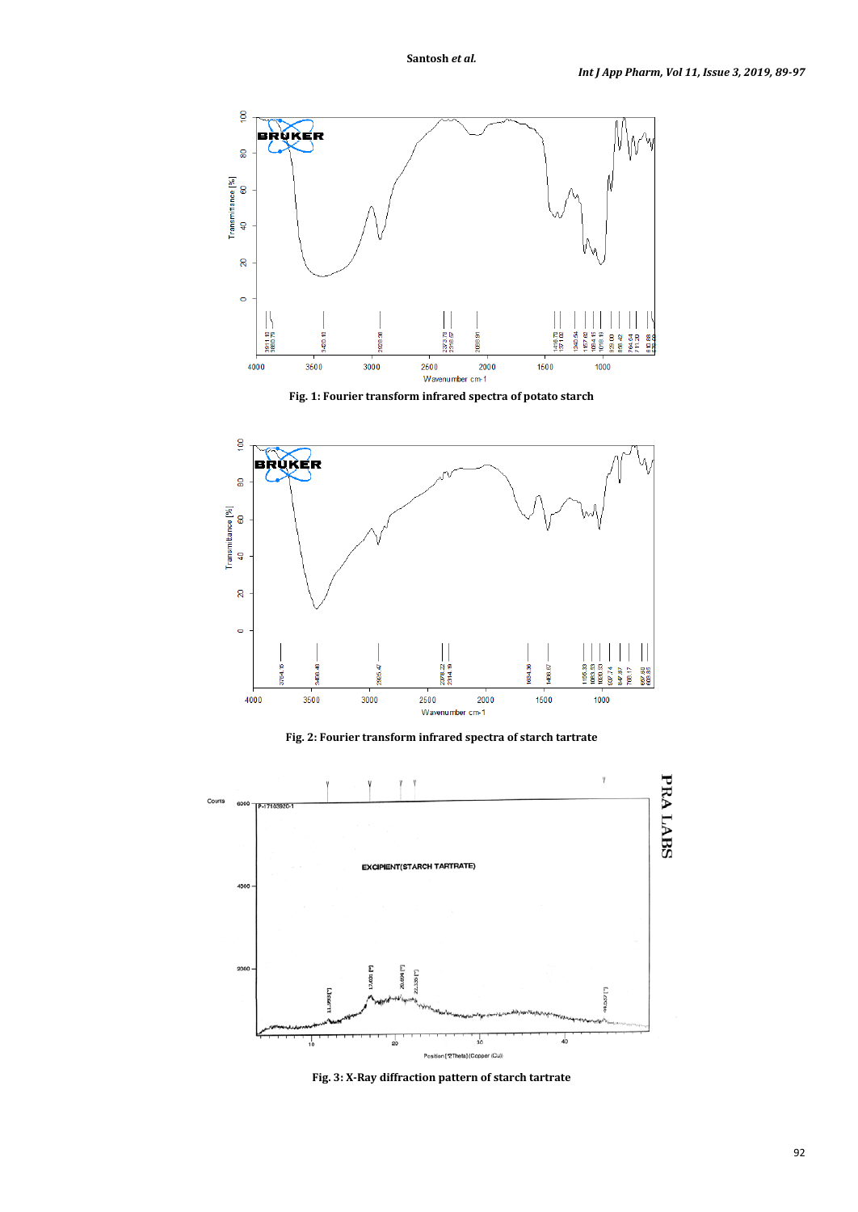Fig. 1: Fourier transform infrared spectra of potato starch

Fig. 2: Fourier transform infrared spectra of starch tartrate

Fig. 3: X-Ray diffraction pattern of starch tartrate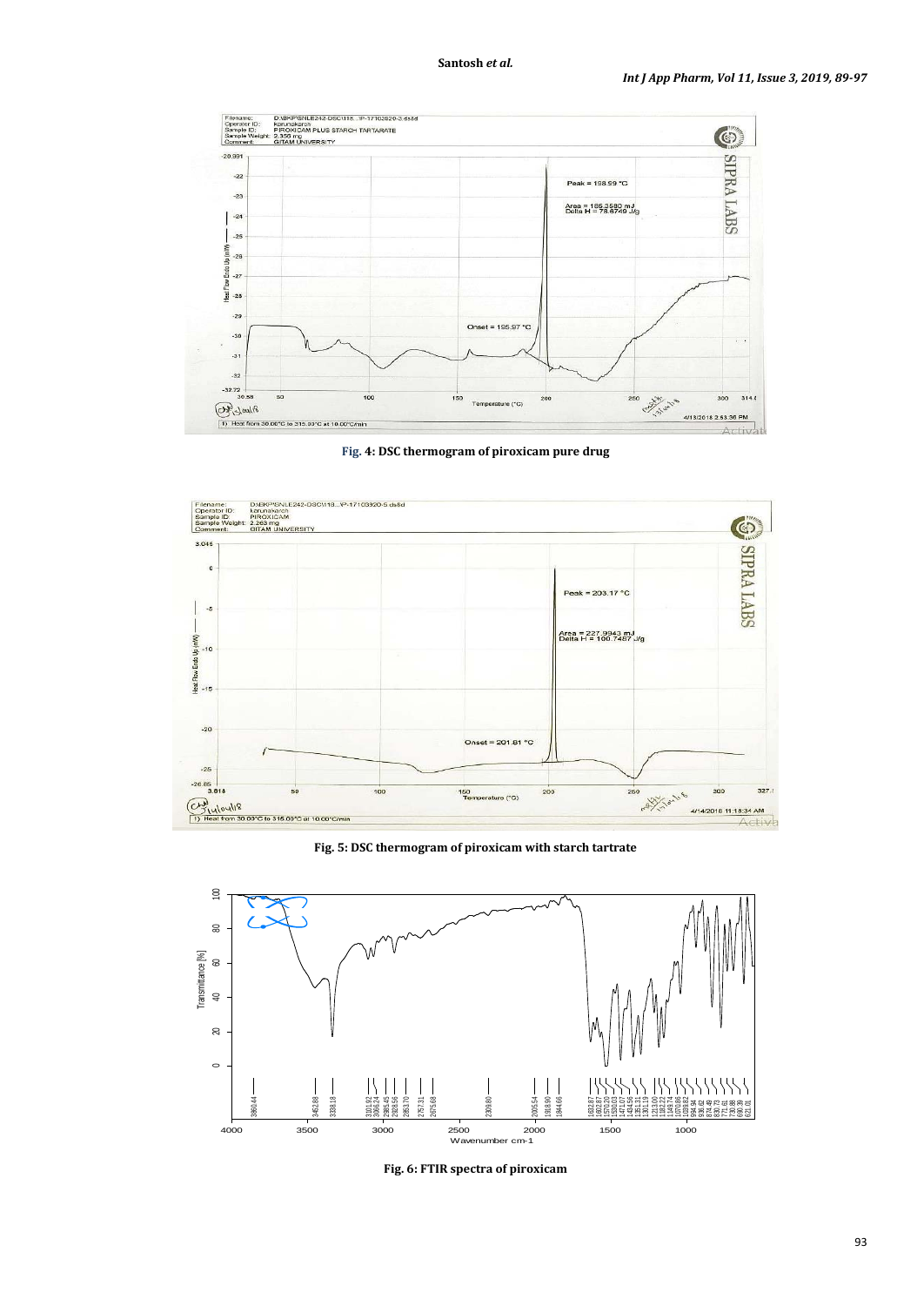**Fig. 4: DSC thermogram of piroxicam pure drug**

**Fig. 5: DSC thermogram of piroxicam with starch tartrate**

**Fig. 6: FTIR spectra of piroxicam**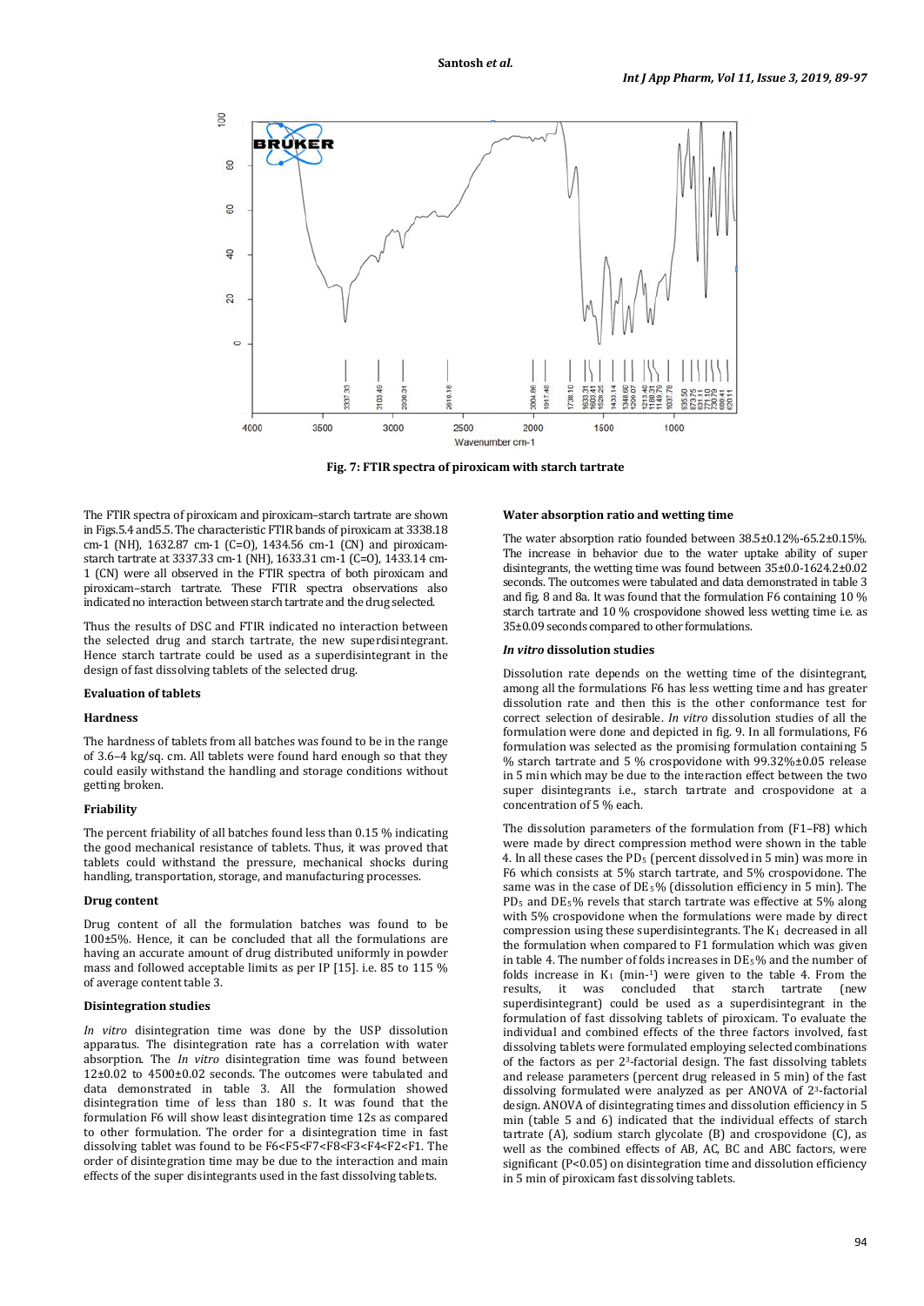Fig. 7: FTIR spectra of piroxicam with starch tartrate

The FTIR spectra of piroxicam and piroxicam–starch tartrate are shown in Figs.5.4 and5.5. The characteristic FTIR bands of piroxicam at 3338.18 cm-1 (NH), 1632.87 cm-1 (C=O), 1434.56 cm-1 (CN) and piroxicam-starch tartrate at 3337.33 cm-1 (NH), 1633.31 cm-1 (C=O), 1433.14 cm-1 (CN) were all observed in the FTIR spectra of both piroxicam and piroxicam–starch tartrate. These FTIR spectra observations also indicated no interaction between starch tartrate and the drug selected.

Thus the results of DSC and FTIR indicated no interaction between the selected drug and starch tartrate, the new superdisintegrant. Hence starch tartrate could be used as a superdisintegrant in the design of fast dissolving tablets of the selected drug.

### Evaluation of tablets

#### Hardness

The hardness of tablets from all batches was found to be in the range of 3.6–4 kg/sq. cm. All tablets were found hard enough so that they could easily withstand the handling and storage conditions without getting broken.

#### Friability

The percent friability of all batches found less than 0.15 % indicating the good mechanical resistance of tablets. Thus, it was proved that tablets could withstand the pressure, mechanical shocks during handling, transportation, storage, and manufacturing processes.

#### Drug content

Drug content of all the formulation batches was found to be 100±5%. Hence, it can be concluded that all the formulations are having an accurate amount of drug distributed uniformly in powder mass and followed acceptable limits as per IP [15]. i.e. 85 to 115 % of average content table 3.

#### Disintegration studies

*In vitro* disintegration time was done by the USP dissolution apparatus. The disintegration rate has a correlation with water absorption. The *In vitro* disintegration time was found between 12±0.02 to 4500±0.02 seconds. The outcomes were tabulated and data demonstrated in table 3. All the formulation showed disintegration time of less than 180 s. It was found that the formulation F6 will show least disintegration time 12s as compared to other formulation. The order for a disintegration time in fast dissolving tablet was found to be F6<F5<F7<F8<F3<F4<F2<F1. The order of disintegration time may be due to the interaction and main effects of the super disintegrants used in the fast dissolving tablets.

#### Water absorption ratio and wetting time

The water absorption ratio founded between 38.5±0.12%-65.2±0.15%. The increase in behavior due to the water uptake ability of super disintegrants, the wetting time was found between 35±0.0-1624.2±0.02 seconds. The outcomes were tabulated and data demonstrated in table 3 and fig. 8 and 8a. It was found that the formulation F6 containing 10 % starch tartrate and 10 % crospovidone showed less wetting time i.e. as 35±0.09 seconds compared to other formulations.

#### *In vitro* dissolution studies

Dissolution rate depends on the wetting time of the disintegrant, among all the formulations F6 has less wetting time and has greater dissolution rate and then this is the other conformance test for correct selection of desirable. *In vitro* dissolution studies of all the formulation were done and depicted in fig. 9. In all formulations, F6 formulation was selected as the promising formulation containing 5 % starch tartrate and 5 % crospovidone with 99.32%±0.05 release in 5 min which may be due to the interaction effect between the two super disintegrants i.e., starch tartrate and crospovidone at a concentration of 5 % each.

The dissolution parameters of the formulation from (F1–F8) which were made by direct compression method were shown in the table 4. In all these cases the $PD_5$ (percent dissolved in 5 min) was more in F6 which consists at 5% starch tartrate, and 5% crospovidone. The same was in the case of $DE_5$% (dissolution efficiency in 5 min). The $PD_5$ and $DE_5$% revels that starch tartrate was effective at 5% along with 5% crospovidone when the formulations were made by direct compression using these superdisintegrants. The $K_1$ decreased in all the formulation when compared to F1 formulation which was given in table 4. The number of folds increases in $DE_5$% and the number of folds increase in $K_1$ (min$^{-1}$) were given to the table 4. From the results, it was concluded that starch tartrate (new superdisintegrant) could be used as a superdisintegrant in the formulation of fast dissolving tablets of piroxicam. To evaluate the individual and combined effects of the three factors involved, fast dissolving tablets were formulated employing selected combinations of the factors as per $2^3$-factorial design. The fast dissolving tablets and release parameters (percent drug released in 5 min) of the fast dissolving formulated were analyzed as per ANOVA of $2^3$-factorial design. ANOVA of disintegrating times and dissolution efficiency in 5 min (table 5 and 6) indicated that the individual effects of starch tartrate (A), sodium starch glycolate (B) and crospovidone (C), as well as the combined effects of AB, AC, BC and ABC factors, were significant ($P<0.05$) on disintegration time and dissolution efficiency in 5 min of piroxicam fast dissolving tablets.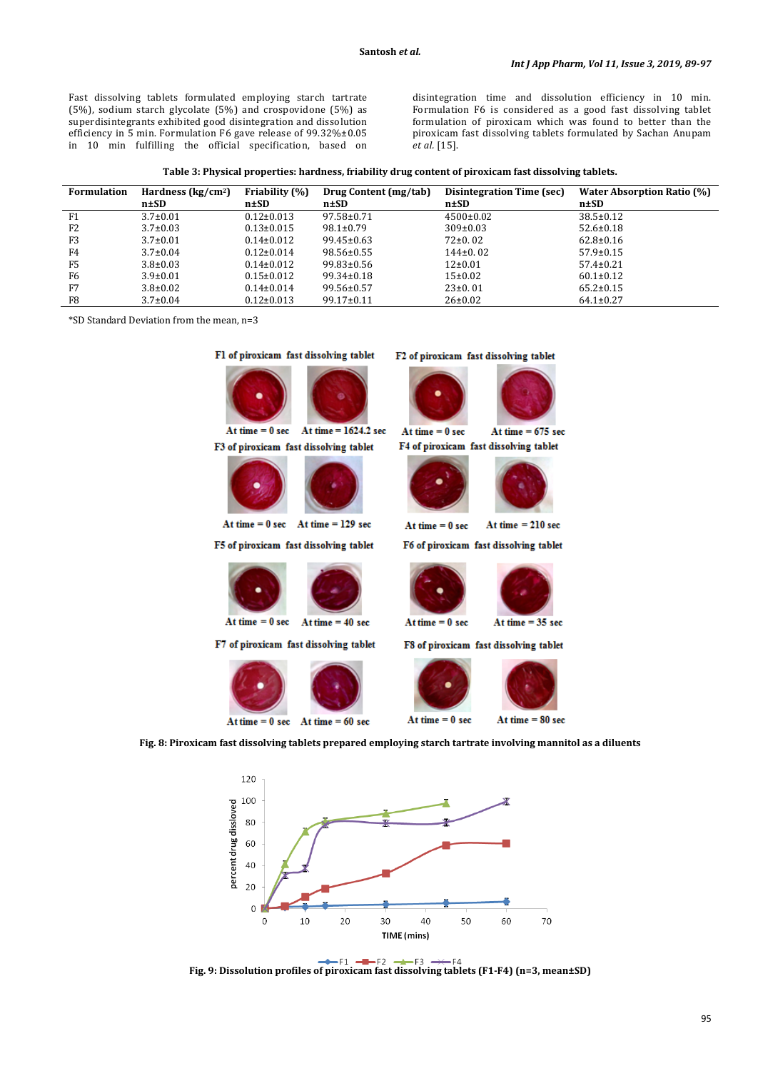Fast dissolving tablets formulated employing starch tartrate (5%), sodium starch glycolate (5%) and crospovidone (5%) as superdisintegrants exhibited good disintegration and dissolution efficiency in 5 min. Formulation F6 gave release of 99.32%±0.05 in 10 min fulfilling the official specification, based on disintegration time and dissolution efficiency in 10 min. Formulation F6 is considered as a good fast dissolving tablet formulation of piroxicam which was found to better than the piroxicam fast dissolving tablets formulated by Sachan Anupam *et al.* [15].

**Table 3: Physical properties: hardness, friability drug content of piroxicam fast dissolving tablets.**

| Formulation | Hardness (kg/cm²) n±SD | Friability (%) n±SD | Drug Content (mg/tab) n±SD | Disintegration Time (sec) n±SD | Water Absorption Ratio (%) n±SD |
|---|---|---|---|---|---|
| F1 | 3.7±0.01 | 0.12±0.013 | 97.58±0.71 | 4500±0.02 | 38.5±0.12 |
| F2 | 3.7±0.03 | 0.13±0.015 | 98.1±0.79 | 309±0.03 | 52.6±0.18 |
| F3 | 3.7±0.01 | 0.14±0.012 | 99.45±0.63 | 72±0. 02 | 62.8±0.16 |
| F4 | 3.7±0.04 | 0.12±0.014 | 98.56±0.55 | 144±0. 02 | 57.9±0.15 |
| F5 | 3.8±0.03 | 0.14±0.012 | 99.83±0.56 | 12±0.01 | 57.4±0.21 |
| F6 | 3.9±0.01 | 0.15±0.012 | 99.34±0.18 | 15±0.02 | 60.1±0.12 |
| F7 | 3.8±0.02 | 0.14±0.014 | 99.56±0.57 | 23±0. 01 | 65.2±0.15 |
| F8 | 3.7±0.04 | 0.12±0.013 | 99.17±0.11 | 26±0.02 | 64.1±0.27 |

*SD Standard Deviation from the mean, n=3

F1 of piroxicam fast dissolving tablet: At time = 0 sec; At time = 1624.2 sec
F2 of piroxicam fast dissolving tablet: At time = 0 sec; At time = 675 sec
F3 of piroxicam fast dissolving tablet: At time = 0 sec; At time = 129 sec
F4 of piroxicam fast dissolving tablet: At time = 0 sec; At time = 210 sec
F5 of piroxicam fast dissolving tablet: At time = 0 sec; At time = 40 sec
F6 of piroxicam fast dissolving tablet: At time = 0 sec; At time = 35 sec
F7 of piroxicam fast dissolving tablet: At time = 0 sec; At time = 60 sec
F8 of piroxicam fast dissolving tablet: At time = 0 sec; At time = 80 sec

**Fig. 8: Piroxicam fast dissolving tablets prepared employing starch tartrate involving mannitol as a diluents**

**Fig. 9: Dissolution profiles of piroxicam fast dissolving tablets (F1-F4) (n=3, mean±SD)**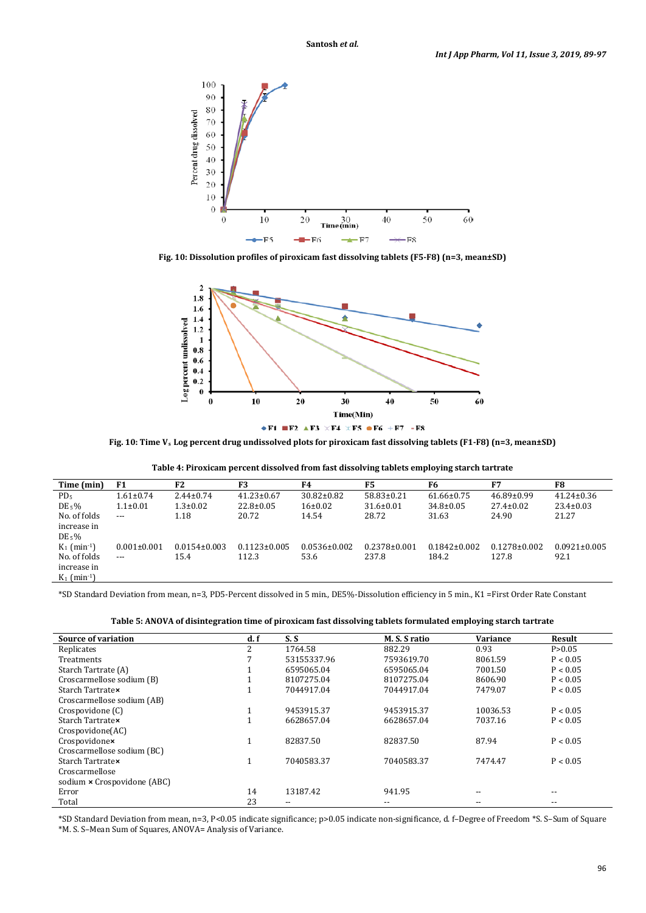Fig. 10: Dissolution profiles of piroxicam fast dissolving tablets (F5-F8) (n=3, mean±SD)

Fig. 10: Time $V_s$ Log percent drug undissolved plots for piroxicam fast dissolving tablets (F1-F8) (n=3, mean±SD)

**Table 4: Piroxicam percent dissolved from fast dissolving tablets employing starch tartrate**

| Time (min) | F1 | F2 | F3 | F4 | F5 | F6 | F7 | F8 |
|---|---|---|---|---|---|---|---|---|
| $PD_5$ | 1.61±0.74 | 2.44±0.74 | 41.23±0.67 | 30.82±0.82 | 58.83±0.21 | 61.66±0.75 | 46.89±0.99 | 41.24±0.36 |
| $DE_5$% | 1.1±0.01 | 1.3±0.02 | 22.8±0.05 | 16±0.02 | 31.6±0.01 | 34.8±0.05 | 27.4±0.02 | 23.4±0.03 |
| No. of folds increase in $DE_5$% | --- | 1.18 | 20.72 | 14.54 | 28.72 | 31.63 | 24.90 | 21.27 |
| $K_1$ ($min^{-1}$) | 0.001±0.001 | 0.0154±0.003 | 0.1123±0.005 | 0.0536±0.002 | 0.2378±0.001 | 0.1842±0.002 | 0.1278±0.002 | 0.0921±0.005 |
| No. of folds increase in $K_1$ ($min^{-1}$) | --- | 15.4 | 112.3 | 53.6 | 237.8 | 184.2 | 127.8 | 92.1 |

*SD Standard Deviation from mean, n=3, PD5-Percent dissolved in 5 min., DE5%-Dissolution efficiency in 5 min., K1 =First Order Rate Constant

**Table 5: ANOVA of disintegration time of piroxicam fast dissolving tablets formulated employing starch tartrate**

| Source of variation | d. f | S. S | M. S. S ratio | Variance | Result |
|---|---|---|---|---|---|
| Replicates | 2 | 1764.58 | 882.29 | 0.93 | P>0.05 |
| Treatments | 7 | 53155337.96 | 7593619.70 | 8061.59 | P < 0.05 |
| Starch Tartrate (A) | 1 | 6595065.04 | 6595065.04 | 7001.50 | P < 0.05 |
| Croscarmellose sodium (B) | 1 | 8107275.04 | 8107275.04 | 8606.90 | P < 0.05 |
| Starch Tartrate× Croscarmellose sodium (AB) | 1 | 7044917.04 | 7044917.04 | 7479.07 | P < 0.05 |
| Crospovidone (C) | 1 | 9453915.37 | 9453915.37 | 10036.53 | P < 0.05 |
| Starch Tartrate× Crospovidone(AC) | 1 | 6628657.04 | 6628657.04 | 7037.16 | P < 0.05 |
| Crospovidone× Croscarmellose sodium (BC) | 1 | 82837.50 | 82837.50 | 87.94 | P < 0.05 |
| Starch Tartrate× Croscarmellose sodium × Crospovidone (ABC) | 1 | 7040583.37 | 7040583.37 | 7474.47 | P < 0.05 |
| Error | 14 | 13187.42 | 941.95 | -- | -- |
| Total | 23 | -- | -- | -- | -- |

*SD Standard Deviation from mean, n=3, P<0.05 indicate significance; p>0.05 indicate non-significance, d. f–Degree of Freedom *S. S–Sum of Square *M. S. S–Mean Sum of Squares, ANOVA= Analysis of Variance.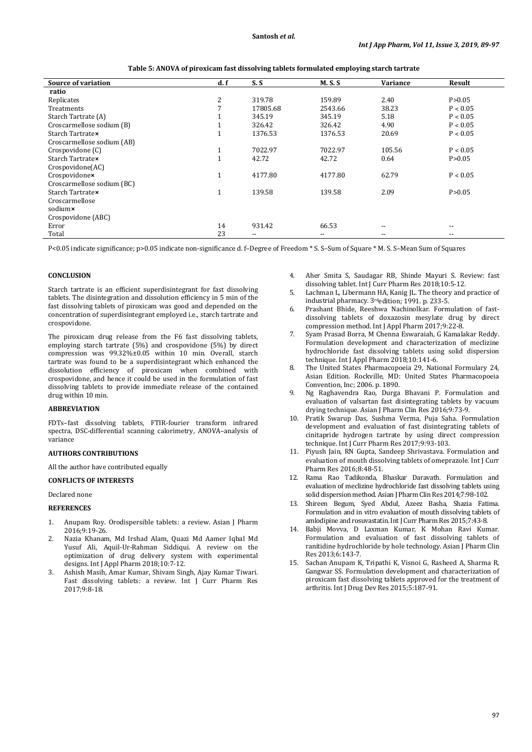**Table 5: ANOVA of piroxicam fast dissolving tablets formulated employing starch tartrate**

| Source of variation | d. f | S. S | M. S. S | Variance ratio | Result |
|---|---|---|---|---|---|
| Replicates | 2 | 319.78 | 159.89 | 2.40 | P>0.05 |
| Treatments | 7 | 17805.68 | 2543.66 | 38.23 | P < 0.05 |
| Starch Tartrate (A) | 1 | 345.19 | 345.19 | 5.18 | P < 0.05 |
| Croscarmellose sodium (B) | 1 | 326.42 | 326.42 | 4.90 | P < 0.05 |
| Starch Tartrate× Croscarmellose sodium (AB) | 1 | 1376.53 | 1376.53 | 20.69 | P < 0.05 |
| Crospovidone (C) | 1 | 7022.97 | 7022.97 | 105.56 | P < 0.05 |
| Starch Tartrate× Crospovidone(AC) | 1 | 42.72 | 42.72 | 0.64 | P>0.05 |
| Crospovidone× Croscarmellose sodium (BC) | 1 | 4177.80 | 4177.80 | 62.79 | P < 0.05 |
| Starch Tartrate× Croscarmellose sodium× Crospovidone (ABC) | 1 | 139.58 | 139.58 | 2.09 | P>0.05 |
| Error | 14 | 931.42 | 66.53 | -- | -- |
| Total | 23 | -- | -- | -- | -- |

P<0.05 indicate significance; p>0.05 indicate non-significance d. f–Degree of Freedom * S. S–Sum of Square * M. S. S–Mean Sum of Squares

## CONCLUSION

Starch tartrate is an efficient superdisintegrant for fast dissolving tablets. The disintegration and dissolution efficiency in 5 min of the fast dissolving tablets of piroxicam was good and depended on the concentration of superdisintegrant employed i.e., starch tartrate and crospovidone.

The piroxicam drug release from the F6 fast dissolving tablets, employing starch tartrate (5%) and crospovidone (5%) by direct compression was 99.32%±0.05 within 10 min. Overall, starch tartrate was found to be a superdisintegrant which enhanced the dissolution efficiency of piroxicam when combined with crospovidone, and hence it could be used in the formulation of fast dissolving tablets to provide immediate release of the contained drug within 10 min.

## ABBREVIATION

FDTs–fast dissolving tablets, FTIR-fourier transform infrared spectra, DSC-differential scanning calorimetry, ANOVA–analysis of variance

## AUTHORS CONTRIBUTIONS

All the author have contributed equally

## CONFLICTS OF INTERESTS

Declared none

## REFERENCES

1. Anupam Roy. Orodispersible tablets: a review. Asian J Pharm 2016;9:19-26.
2. Nazia Khanam, Md Irshad Alam, Quazi Md Aamer Iqbal Md Yusuf Ali, Aquil-Ur-Rahman Siddiqui. A review on the optimization of drug delivery system with experimental designs. Int J Appl Pharm 2018;10:7-12.
3. Ashish Masih, Amar Kumar, Shivam Singh, Ajay Kumar Tiwari. Fast dissolving tablets: a review. Int J Curr Pharm Res 2017;9:8-18.
4. Aher Smita S, Saudagar RB, Shinde Mayuri S. Review: fast dissolving tablet. Int J Curr Pharm Res 2018;10:5-12.
5. Lachman L, Libermann HA, Kanig JL. The theory and practice of industrial pharmacy. 3rd edition; 1991. p. 233-5.
6. Prashant Bhide, Reeshwa Nachinolkar. Formulation of fast-dissolving tablets of doxazosin mesylate drug by direct compression method. Int J Appl Pharm 2017;9:22-8.
7. Syam Prasad Borra, M Chenna Eswaraiah, G Kamalakar Reddy. Formulation development and characterization of meclizine hydrochloride fast dissolving tablets using solid dispersion technique. Int J Appl Pharm 2018;10:141-6.
8. The United States Pharmacopoeia 29, National Formulary 24, Asian Edition. Rockville, MD: United States Pharmacopoeia Convention, Inc; 2006. p. 1890.
9. Ng Raghavendra Rao, Durga Bhavani P. Formulation and evaluation of valsartan fast disintegrating tablets by vacuum drying technique. Asian J Pharm Clin Res 2016;9:73-9.
10. Pratik Swarup Das, Sushma Verma, Puja Saha. Formulation development and evaluation of fast disintegrating tablets of cinitapride hydrogen tartrate by using direct compression technique. Int J Curr Pharm Res 2017;9:93-103.
11. Piyush Jain, RN Gupta, Sandeep Shrivastava. Formulation and evaluation of mouth dissolving tablets of omeprazole. Int J Curr Pharm Res 2016;8:48-51.
12. Rama Rao Tadikonda, Bhaskar Daravath. Formulation and evaluation of meclizine hydrochloride fast dissolving tablets using solid dispersion method. Asian J Pharm Clin Res 2014;7:98-102.
13. Shireen Begum, Syed Abdul, Azeez Basha, Shazia Fatima. Formulation and in vitro evaluation of mouth dissolving tablets of amlodipine and rosuvastatin. Int J Curr Pharm Res 2015;7:43-8.
14. Babji Movva, D Laxman Kumar, K Mohan Ravi Kumar. Formulation and evaluation of fast dissolving tablets of ranitidine hydrochloride by hole technology. Asian J Pharm Clin Res 2013;6:143-7.
15. Sachan Anupam K, Tripathi K, Visnoi G, Rasheed A, Sharma R, Gangwar SS. Formulation development and characterization of piroxicam fast dissolving tablets approved for the treatment of arthritis. Int J Drug Dev Res 2015;5:187-91.